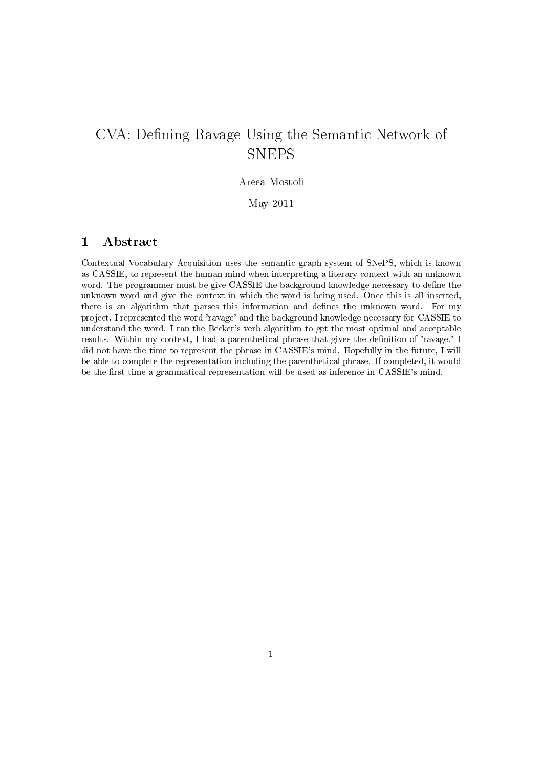# CVA: Defining Ravage Using the Semantic Network of SNEPS

Areea Mostofi

May 2011

## 1 Abstract

Contextual Vocabulary Acquisition uses the semantic graph system of SNePS, which is known as CASSIE, to represent the human mind when interpreting a literary context with an unknown word. The programmer must be give CASSIE the background knowledge necessary to define the unknown word and give the context in which the word is being used. Once this is all inserted, there is an algorithm that parses this information and defines the unknown word. For my project, I represented the word 'ravage' and the background knowledge necessary for CASSIE to understand the word. I ran the Becker's verb algorithm to get the most optimal and acceptable results. Within my context, I had a parenthetical phrase that gives the definition of 'ravage.' I did not have the time to represent the phrase in CASSIE's mind. Hopefully in the future, I will be able to complete the representation including the parenthetical phrase. If completed, it would be the first time a grammatical representation will be used as inference in CASSIE's mind.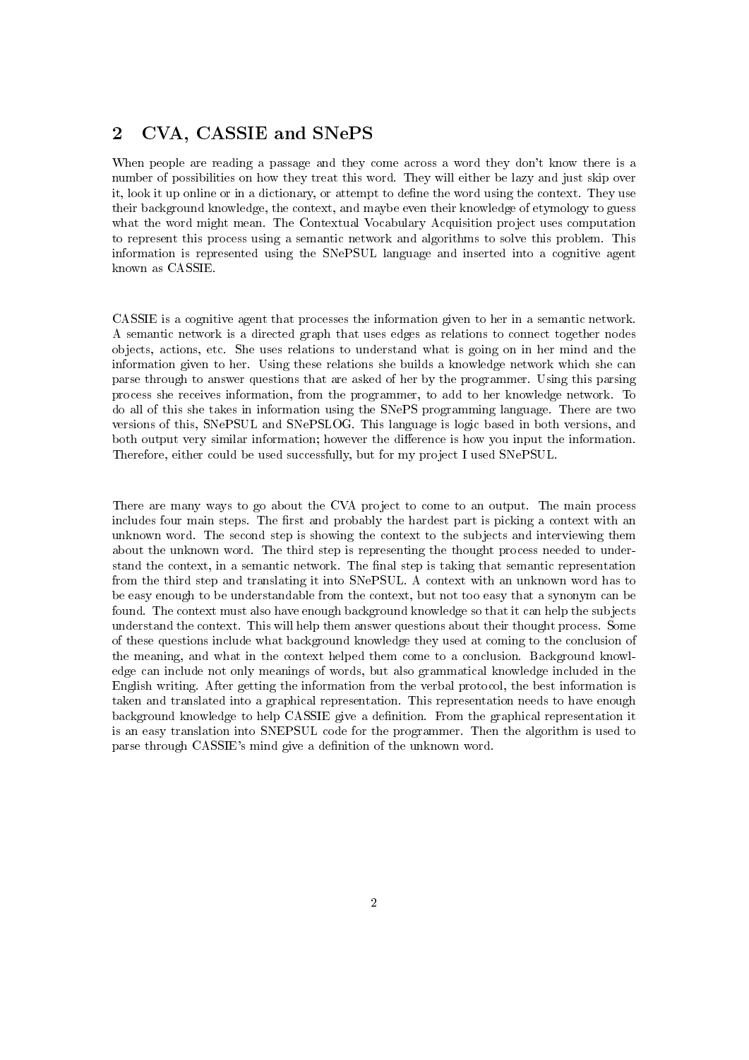## 2 CVA, CASSIE and SNePS

When people are reading a passage and they come across a word they don't know there is a number of possibilities on how they treat this word. They will either be lazy and just skip over it, look it up online or in a dictionary, or attempt to define the word using the context. They use their background knowledge, the context, and maybe even their knowledge of etymology to guess what the word might mean. The Contextual Vocabulary Acquisition project uses computation to represent this process using a semantic network and algorithms to solve this problem. This information is represented using the SNePSUL language and inserted into a cognitive agent known as CASSIE.

CASSIE is a cognitive agent that processes the information given to her in a semantic network. A semantic network is a directed graph that uses edges as relations to connect together nodes objects, actions, etc. She uses relations to understand what is going on in her mind and the information given to her. Using these relations she builds a knowledge network which she can parse through to answer questions that are asked of her by the programmer. Using this parsing process she receives information, from the programmer, to add to her knowledge network. To do all of this she takes in information using the SNePS programming language. There are two versions of this, SNePSUL and SNePSLOG. This language is logic based in both versions, and both output very similar information; however the difference is how you input the information. Therefore, either could be used successfully, but for my project I used SNePSUL.

There are many ways to go about the CVA project to come to an output. The main process includes four main steps. The first and probably the hardest part is picking a context with an unknown word. The second step is showing the context to the subjects and interviewing them about the unknown word. The third step is representing the thought process needed to understand the context, in a semantic network. The final step is taking that semantic representation from the third step and translating it into SNePSUL. A context with an unknown word has to be easy enough to be understandable from the context, but not too easy that a synonym can be found. The context must also have enough background knowledge so that it can help the subjects understand the context. This will help them answer questions about their thought process. Some of these questions include what background knowledge they used at coming to the conclusion of the meaning, and what in the context helped them come to a conclusion. Background knowledge can include not only meanings of words, but also grammatical knowledge included in the English writing. After getting the information from the verbal protocol, the best information is taken and translated into a graphical representation. This representation needs to have enough background knowledge to help CASSIE give a definition. From the graphical representation it is an easy translation into SNEPSUL code for the programmer. Then the algorithm is used to parse through CASSIE's mind give a definition of the unknown word.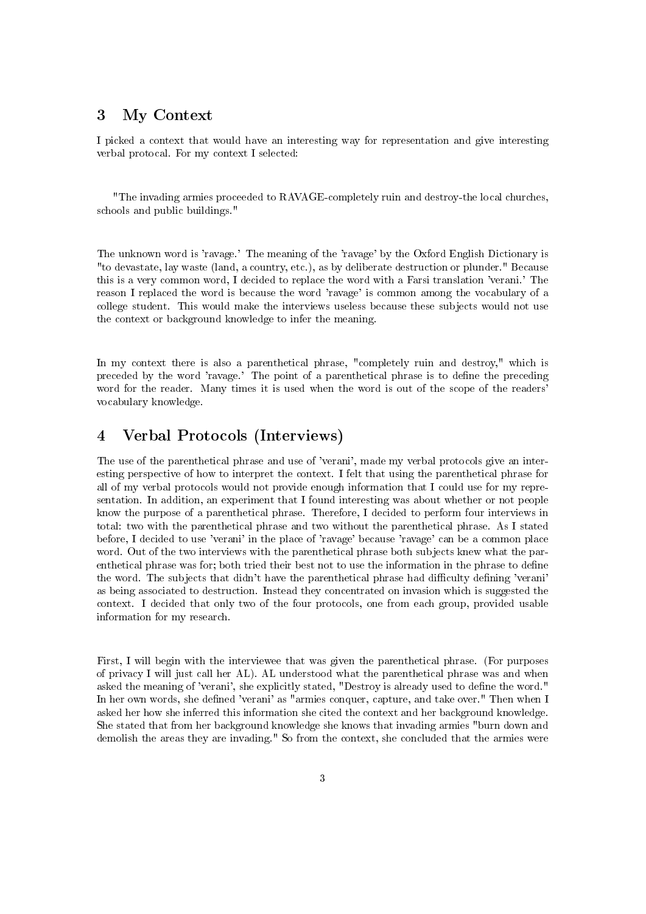## 3 My Context

I picked a context that would have an interesting way for representation and give interesting verbal protocal. For my context I selected:

"The invading armies proceeded to RAVAGE-completely ruin and destroy-the local churches, schools and public buildings."

The unknown word is 'ravage.' The meaning of the 'ravage' by the Oxford English Dictionary is "to devastate, lay waste (land, a country, etc.), as by deliberate destruction or plunder." Because this is a very common word, I decided to replace the word with a Farsi translation 'verani.' The reason I replaced the word is because the word 'ravage' is common among the vocabulary of a college student. This would make the interviews useless because these subjects would not use the context or background knowledge to infer the meaning.

In my context there is also a parenthetical phrase, "completely ruin and destroy," which is preceded by the word 'ravage.' The point of a parenthetical phrase is to define the preceding word for the reader. Many times it is used when the word is out of the scope of the readers' vocabulary knowledge.

## 4 Verbal Protocols (Interviews)

The use of the parenthetical phrase and use of 'verani', made my verbal protocols give an interesting perspective of how to interpret the context. I felt that using the parenthetical phrase for all of my verbal protocols would not provide enough information that I could use for my representation. In addition, an experiment that I found interesting was about whether or not people know the purpose of a parenthetical phrase. Therefore, I decided to perform four interviews in total: two with the parenthetical phrase and two without the parenthetical phrase. As I stated before, I decided to use 'verani' in the place of 'ravage' because 'ravage' can be a common place word. Out of the two interviews with the parenthetical phrase both subjects knew what the parenthetical phrase was for; both tried their best not to use the information in the phrase to define the word. The subjects that didn't have the parenthetical phrase had difficulty defining 'verani' as being associated to destruction. Instead they concentrated on invasion which is suggested the context. I decided that only two of the four protocols, one from each group, provided usable information for my research.

First, I will begin with the interviewee that was given the parenthetical phrase. (For purposes of privacy I will just call her AL). AL understood what the parenthetical phrase was and when asked the meaning of 'verani', she explicitly stated, "Destroy is already used to define the word." In her own words, she defined 'verani' as "armies conquer, capture, and take over." Then when I asked her how she inferred this information she cited the context and her background knowledge. She stated that from her background knowledge she knows that invading armies "burn down and demolish the areas they are invading." So from the context, she concluded that the armies were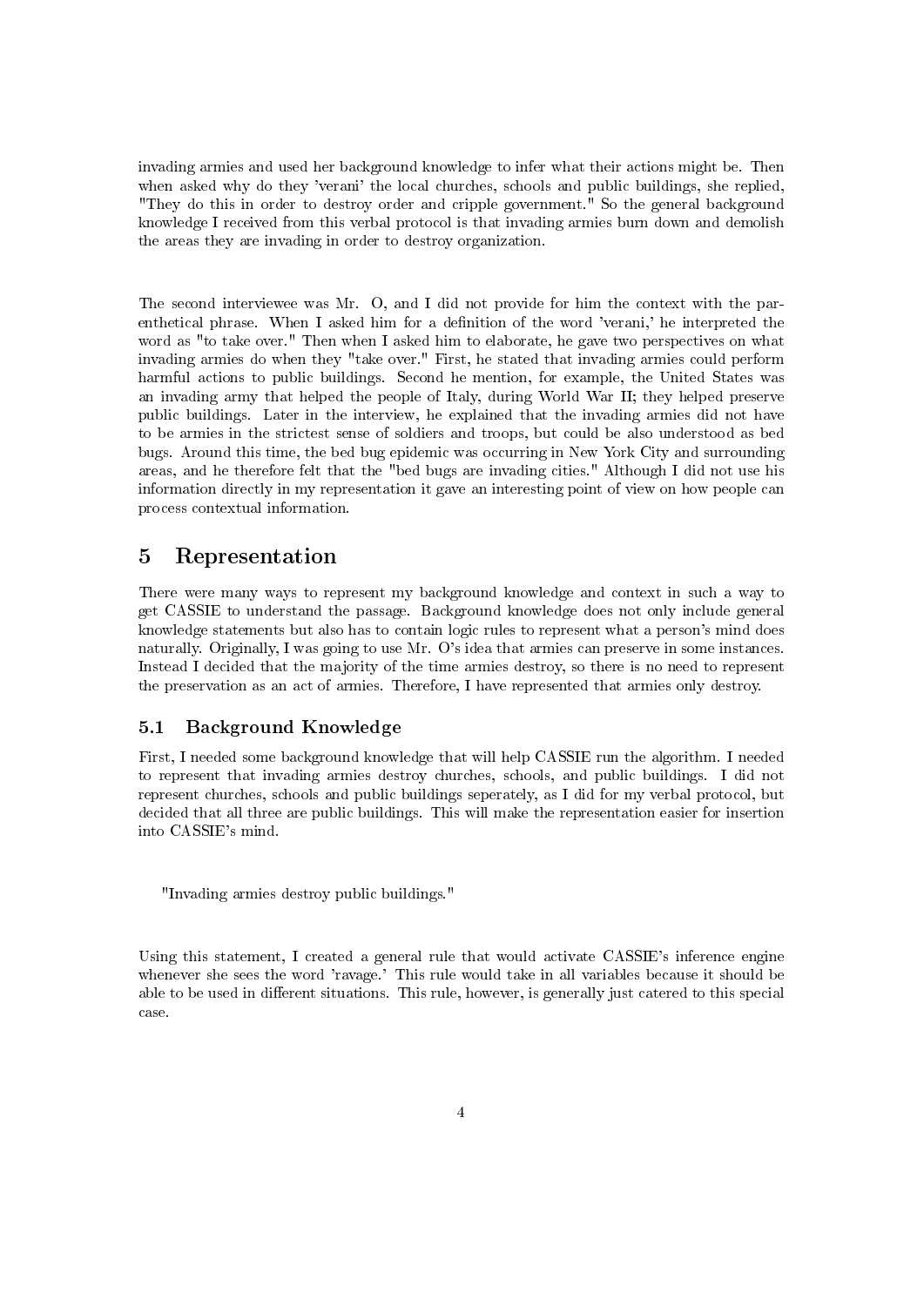invading armies and used her background knowledge to infer what their actions might be. Then when asked why do they 'verani' the local churches, schools and public buildings, she replied, "They do this in order to destroy order and cripple government." So the general background knowledge I received from this verbal protocol is that invading armies burn down and demolish the areas they are invading in order to destroy organization.

The second interviewee was Mr. O, and I did not provide for him the context with the parenthetical phrase. When I asked him for a definition of the word 'verani,' he interpreted the word as "to take over." Then when I asked him to elaborate, he gave two perspectives on what invading armies do when they "take over." First, he stated that invading armies could perform harmful actions to public buildings. Second he mention, for example, the United States was an invading army that helped the people of Italy, during World War II; they helped preserve public buildings. Later in the interview, he explained that the invading armies did not have to be armies in the strictest sense of soldiers and troops, but could be also understood as bed bugs. Around this time, the bed bug epidemic was occurring in New York City and surrounding areas, and he therefore felt that the "bed bugs are invading cities." Although I did not use his information directly in my representation it gave an interesting point of view on how people can process contextual information.

## 5 Representation

There were many ways to represent my background knowledge and context in such a way to get CASSIE to understand the passage. Background knowledge does not only include general knowledge statements but also has to contain logic rules to represent what a person's mind does naturally. Originally, I was going to use Mr. O's idea that armies can preserve in some instances. Instead I decided that the majority of the time armies destroy, so there is no need to represent the preservation as an act of armies. Therefore, I have represented that armies only destroy.

### 5.1 Background Knowledge

First, I needed some background knowledge that will help CASSIE run the algorithm. I needed to represent that invading armies destroy churches, schools, and public buildings. I did not represent churches, schools and public buildings seperately, as I did for my verbal protocol, but decided that all three are public buildings. This will make the representation easier for insertion into CASSIE's mind.

"Invading armies destroy public buildings."

Using this statement, I created a general rule that would activate CASSIE's inference engine whenever she sees the word 'ravage.' This rule would take in all variables because it should be able to be used in different situations. This rule, however, is generally just catered to this special case.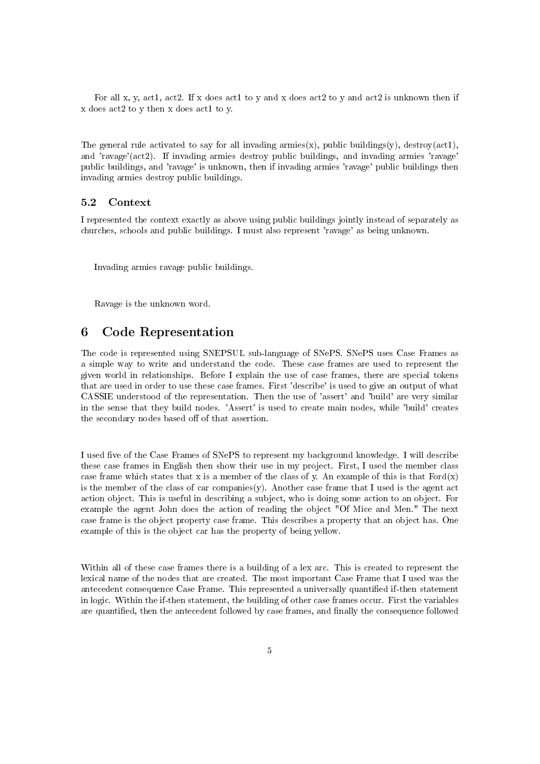For all x, y, act1, act2. If x does act1 to y and x does act2 to y and act2 is unknown then if x does act2 to y then x does act1 to y.

The general rule activated to say for all invading armies(x), public buildings(y), destroy(act1), and 'ravage'(act2). If invading armies destroy public buildings, and invading armies 'ravage' public buildings, and 'ravage' is unknown, then if invading armies 'ravage' public buildings then invading armies destroy public buildings.

### 5.2 Context

I represented the context exactly as above using public buildings jointly instead of separately as churches, schools and public buildings. I must also represent 'ravage' as being unknown.

Invading armies ravage public buildings.

Ravage is the unknown word.

## 6 Code Representation

The code is represented using SNEPSUL sub-language of SNePS. SNePS uses Case Frames as a simple way to write and understand the code. These case frames are used to represent the given world in relationships. Before I explain the use of case frames, there are special tokens that are used in order to use these case frames. First 'describe' is used to give an output of what CASSIE understood of the representation. Then the use of 'assert' and 'build' are very similar in the sense that they build nodes. 'Assert' is used to create main nodes, while 'build' creates the secondary nodes based off of that assertion.

I used five of the Case Frames of SNePS to represent my background knowledge. I will describe these case frames in English then show their use in my project. First, I used the member class case frame which states that x is a member of the class of y. An example of this is that Ford(x) is the member of the class of car companies(y). Another case frame that I used is the agent act action object. This is useful in describing a subject, who is doing some action to an object. For example the agent John does the action of reading the object "Of Mice and Men." The next case frame is the object property case frame. This describes a property that an object has. One example of this is the object car has the property of being yellow.

Within all of these case frames there is a building of a lex arc. This is created to represent the lexical name of the nodes that are created. The most important Case Frame that I used was the antecedent consequence Case Frame. This represented a universally quantified if-then statement in logic. Within the if-then statement, the building of other case frames occur. First the variables are quantified, then the antecedent followed by case frames, and finally the consequence followed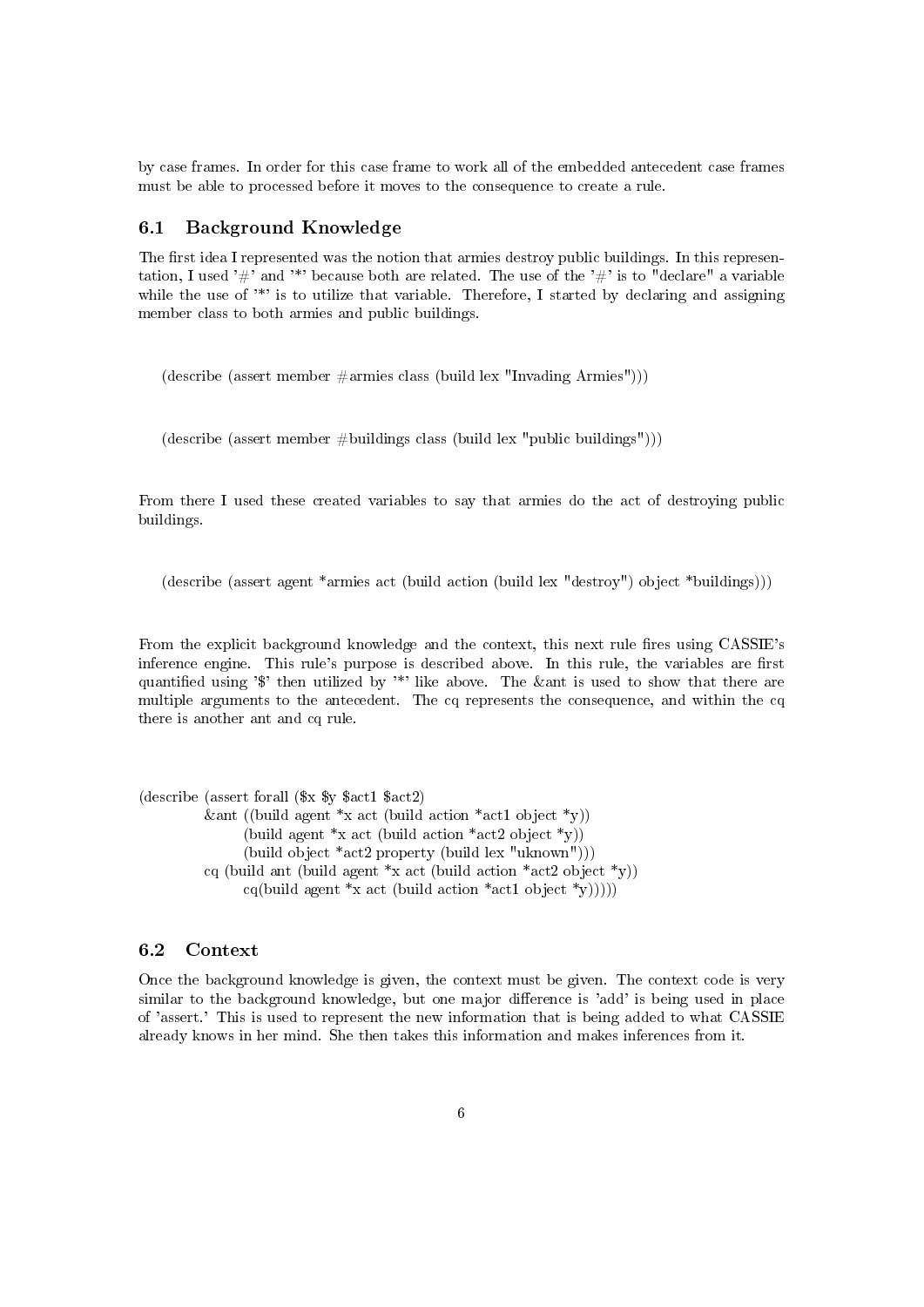by case frames. In order for this case frame to work all of the embedded antecedent case frames must be able to processed before it moves to the consequence to create a rule.

## 6.1 Background Knowledge

The first idea I represented was the notion that armies destroy public buildings. In this representation, I used '#' and '*' because both are related. The use of the '#' is to "declare" a variable while the use of '*' is to utilize that variable. Therefore, I started by declaring and assigning member class to both armies and public buildings.

```
(describe (assert member #armies class (build lex "Invading Armies")))
```

```
(describe (assert member #buildings class (build lex "public buildings")))
```

From there I used these created variables to say that armies do the act of destroying public buildings.

```
(describe (assert agent *armies act (build action (build lex "destroy") object *buildings)))
```

From the explicit background knowledge and the context, this next rule fires using CASSIE's inference engine. This rule's purpose is described above. In this rule, the variables are first quantified using '$' then utilized by '*' like above. The &ant is used to show that there are multiple arguments to the antecedent. The cq represents the consequence, and within the cq there is another ant and cq rule.

```
(describe (assert forall ($x $y $act1 $act2)
          &ant ((build agent *x act (build action *act1 object *y))
                (build agent *x act (build action *act2 object *y))
                (build object *act2 property (build lex "uknown")))
          cq (build ant (build agent *x act (build action *act2 object *y))
                cq(build agent *x act (build action *act1 object *y)))))
```

## 6.2 Context

Once the background knowledge is given, the context must be given. The context code is very similar to the background knowledge, but one major difference is 'add' is being used in place of 'assert.' This is used to represent the new information that is being added to what CASSIE already knows in her mind. She then takes this information and makes inferences from it.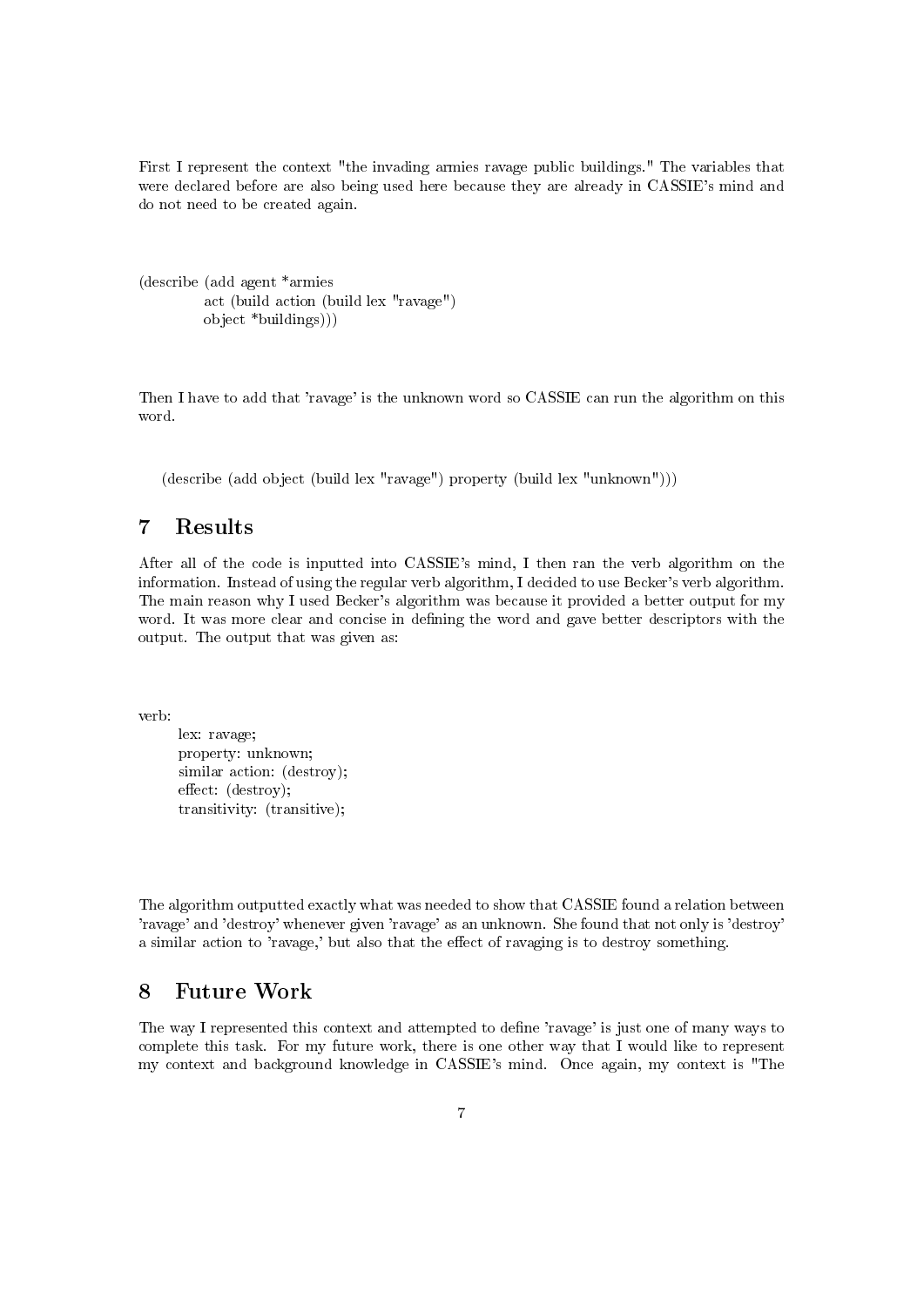First I represent the context "the invading armies ravage public buildings." The variables that were declared before are also being used here because they are already in CASSIE's mind and do not need to be created again.

```
(describe (add agent *armies
           act (build action (build lex "ravage")
           object *buildings)))
```

Then I have to add that 'ravage' is the unknown word so CASSIE can run the algorithm on this word.

```
(describe (add object (build lex "ravage") property (build lex "unknown")))
```

## 7 Results

After all of the code is inputted into CASSIE's mind, I then ran the verb algorithm on the information. Instead of using the regular verb algorithm, I decided to use Becker's verb algorithm. The main reason why I used Becker's algorithm was because it provided a better output for my word. It was more clear and concise in defining the word and gave better descriptors with the output. The output that was given as:

```
verb:
    lex: ravage;
    property: unknown;
    similar action: (destroy);
    effect: (destroy);
    transitivity: (transitive);
```

The algorithm outputted exactly what was needed to show that CASSIE found a relation between 'ravage' and 'destroy' whenever given 'ravage' as an unknown. She found that not only is 'destroy' a similar action to 'ravage,' but also that the effect of ravaging is to destroy something.

## 8 Future Work

The way I represented this context and attempted to define 'ravage' is just one of many ways to complete this task. For my future work, there is one other way that I would like to represent my context and background knowledge in CASSIE's mind. Once again, my context is "The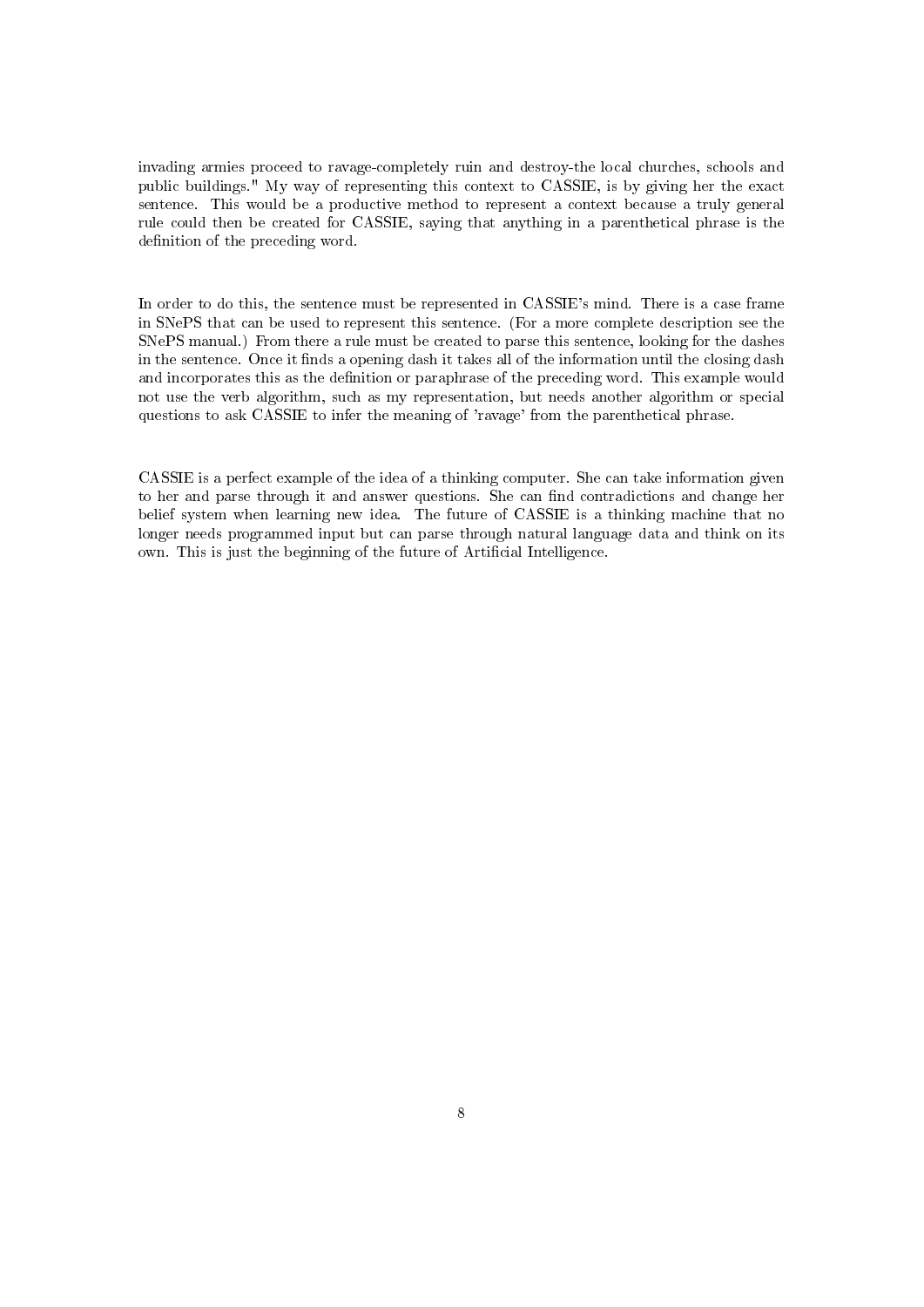invading armies proceed to ravage-completely ruin and destroy-the local churches, schools and public buildings." My way of representing this context to CASSIE, is by giving her the exact sentence. This would be a productive method to represent a context because a truly general rule could then be created for CASSIE, saying that anything in a parenthetical phrase is the definition of the preceding word.

In order to do this, the sentence must be represented in CASSIE's mind. There is a case frame in SNePS that can be used to represent this sentence. (For a more complete description see the SNePS manual.) From there a rule must be created to parse this sentence, looking for the dashes in the sentence. Once it finds a opening dash it takes all of the information until the closing dash and incorporates this as the definition or paraphrase of the preceding word. This example would not use the verb algorithm, such as my representation, but needs another algorithm or special questions to ask CASSIE to infer the meaning of 'ravage' from the parenthetical phrase.

CASSIE is a perfect example of the idea of a thinking computer. She can take information given to her and parse through it and answer questions. She can find contradictions and change her belief system when learning new idea. The future of CASSIE is a thinking machine that no longer needs programmed input but can parse through natural language data and think on its own. This is just the beginning of the future of Artificial Intelligence.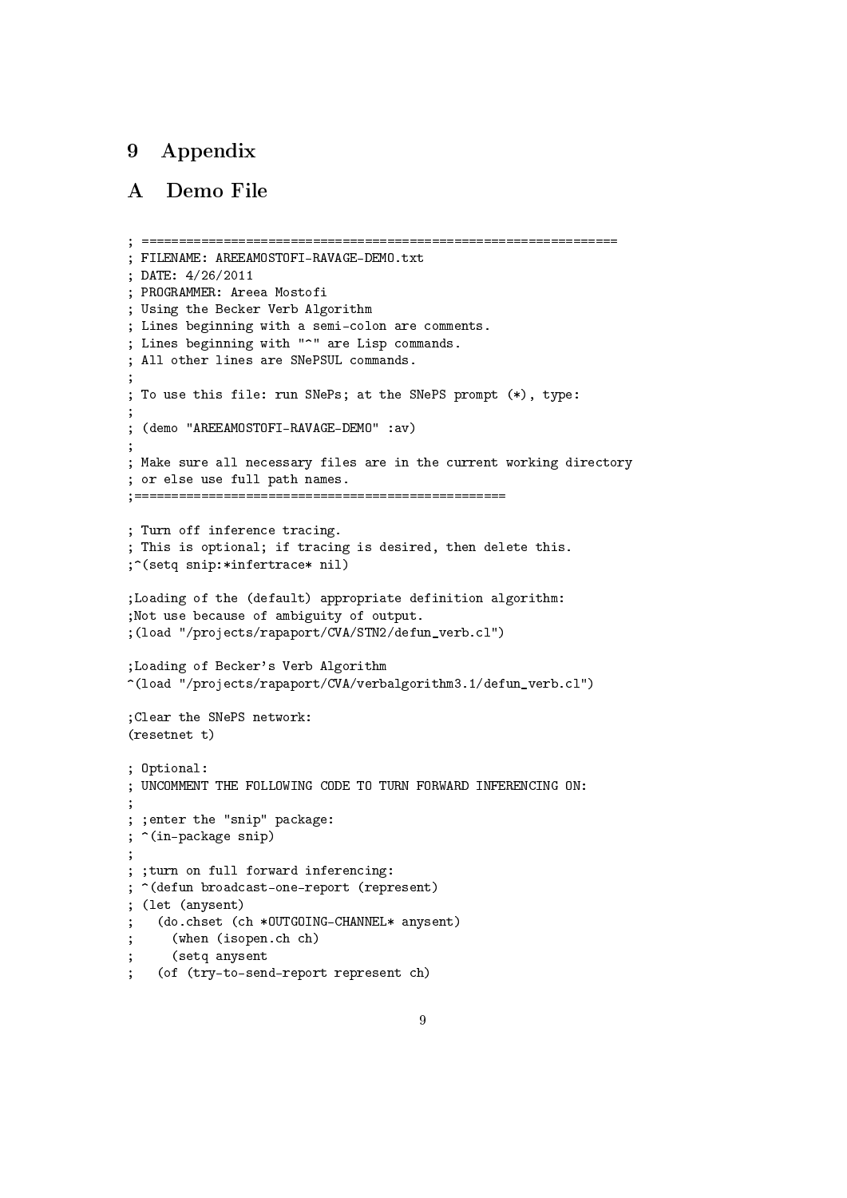# 9 Appendix

# A Demo File

```
; ==============================================================
; FILENAME: AREEAMOSTOFI-RAVAGE-DEMO.txt
; DATE: 4/26/2011
; PROGRAMMER: Areea Mostofi
; Using the Becker Verb Algorithm
; Lines beginning with a semi-colon are comments.
; Lines beginning with "^" are Lisp commands.
; All other lines are SNePSUL commands.
;
; To use this file: run SNePS; at the SNePS prompt (*), type:
;
; (demo "AREEAMOSTOFI-RAVAGE-DEMO" :av)
;
; Make sure all necessary files are in the current working directory
; or else use full path names.
;=================================================

; Turn off inference tracing.
; This is optional; if tracing is desired, then delete this.
;^(setq snip:*infertrace* nil)

;Loading of the (default) appropriate definition algorithm:
;Not use because of ambiguity of output.
;(load "/projects/rapaport/CVA/STN2/defun_verb.cl")

;Loading of Becker's Verb Algorithm
^(load "/projects/rapaport/CVA/verbalgorithm3.1/defun_verb.cl")

;Clear the SNePS network:
(resetnet t)

; Optional:
; UNCOMMENT THE FOLLOWING CODE TO TURN FORWARD INFERENCING ON:
;
; ;enter the "snip" package:
; ^(in-package snip)
;
; ;turn on full forward inferencing:
; ^(defun broadcast-one-report (represent)
; (let (anysent)
;   (do.chset (ch *OUTGOING-CHANNEL* anysent)
;     (when (isopen.ch ch)
;     (setq anysent
;   (of (try-to-send-report represent ch)
```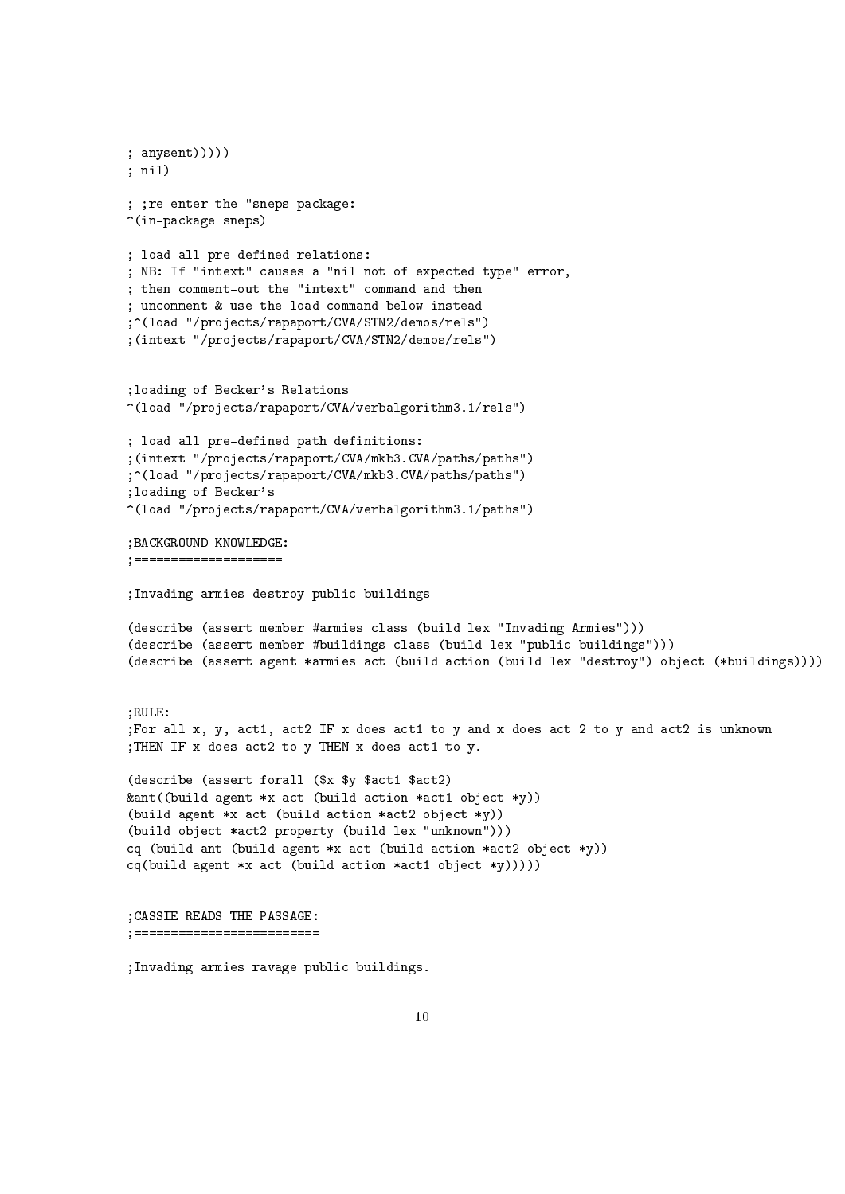```
; anysent)))))
; nil)

; ;re-enter the "sneps package:
^(in-package sneps)

; load all pre-defined relations:
; NB: If "intext" causes a "nil not of expected type" error,
; then comment-out the "intext" command and then
; uncomment & use the load command below instead
;^(load "/projects/rapaport/CVA/STN2/demos/rels")
;(intext "/projects/rapaport/CVA/STN2/demos/rels")


;loading of Becker's Relations
^(load "/projects/rapaport/CVA/verbalgorithm3.1/rels")

; load all pre-defined path definitions:
;(intext "/projects/rapaport/CVA/mkb3.CVA/paths/paths")
;^(load "/projects/rapaport/CVA/mkb3.CVA/paths/paths")
;loading of Becker's
^(load "/projects/rapaport/CVA/verbalgorithm3.1/paths")

;BACKGROUND KNOWLEDGE:
;====================

;Invading armies destroy public buildings

(describe (assert member #armies class (build lex "Invading Armies")))
(describe (assert member #buildings class (build lex "public buildings")))
(describe (assert agent *armies act (build action (build lex "destroy") object (*buildings))))


;RULE:
;For all x, y, act1, act2 IF x does act1 to y and x does act 2 to y and act2 is unknown
;THEN IF x does act2 to y THEN x does act1 to y.

(describe (assert forall ($x $y $act1 $act2)
&ant((build agent *x act (build action *act1 object *y))
(build agent *x act (build action *act2 object *y))
(build object *act2 property (build lex "unknown")))
cq (build ant (build agent *x act (build action *act2 object *y))
cq(build agent *x act (build action *act1 object *y)))))


;CASSIE READS THE PASSAGE:
;========================

;Invading armies ravage public buildings.
```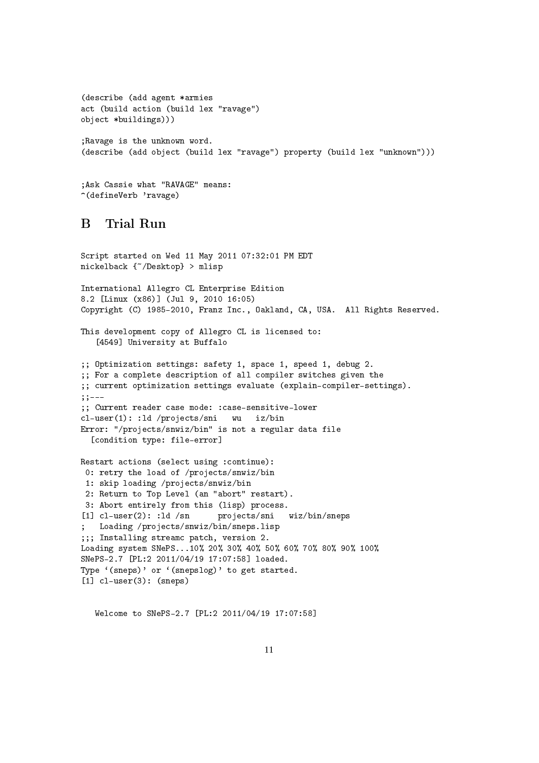```
(describe (add agent *armies
act (build action (build lex "ravage")
object *buildings)))

;Ravage is the unknown word.
(describe (add object (build lex "ravage") property (build lex "unknown")))


;Ask Cassie what "RAVAGE" means:
^(defineVerb 'ravage)
```

## B Trial Run

```
Script started on Wed 11 May 2011 07:32:01 PM EDT
nickelback {~/Desktop} > mlisp

International Allegro CL Enterprise Edition
8.2 [Linux (x86)] (Jul 9, 2010 16:05)
Copyright (C) 1985-2010, Franz Inc., Oakland, CA, USA.  All Rights Reserved.

This development copy of Allegro CL is licensed to:
   [4549] University at Buffalo

;; Optimization settings: safety 1, space 1, speed 1, debug 2.
;; For a complete description of all compiler switches given the
;; current optimization settings evaluate (explain-compiler-settings).
;;---
;; Current reader case mode: :case-sensitive-lower
cl-user(1): :ld /projects/sni   wu   iz/bin
Error: "/projects/snwiz/bin" is not a regular data file
  [condition type: file-error]

Restart actions (select using :continue):
 0: retry the load of /projects/snwiz/bin
 1: skip loading /projects/snwiz/bin
 2: Return to Top Level (an "abort" restart).
 3: Abort entirely from this (lisp) process.
[1] cl-user(2): :ld /sn      projects/sni   wiz/bin/sneps
;   Loading /projects/snwiz/bin/sneps.lisp
;;; Installing streamc patch, version 2.
Loading system SNePS...10% 20% 30% 40% 50% 60% 70% 80% 90% 100%
SNePS-2.7 [PL:2 2011/04/19 17:07:58] loaded.
Type `(sneps)' or `(snepslog)' to get started.
[1] cl-user(3): (sneps)


   Welcome to SNePS-2.7 [PL:2 2011/04/19 17:07:58]
```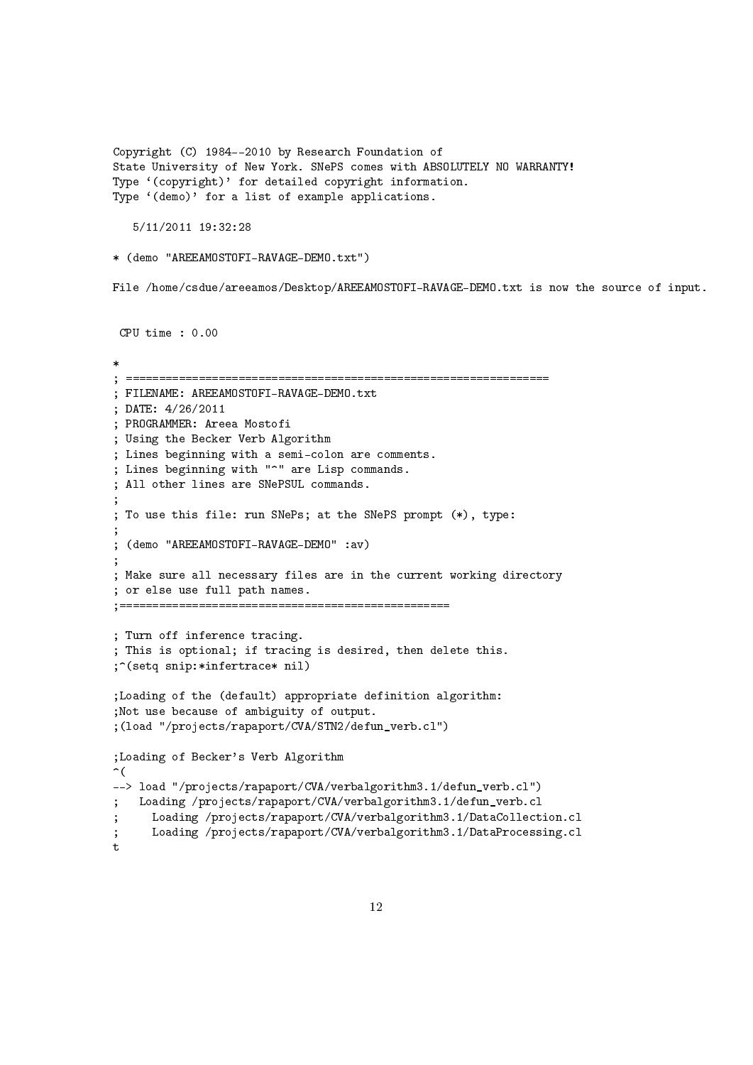```
Copyright (C) 1984--2010 by Research Foundation of
State University of New York. SNePS comes with ABSOLUTELY NO WARRANTY!
Type `(copyright)' for detailed copyright information.
Type `(demo)' for a list of example applications.

   5/11/2011 19:32:28

* (demo "AREEAMOSTOFI-RAVAGE-DEMO.txt")

File /home/csdue/areeamos/Desktop/AREEAMOSTOFI-RAVAGE-DEMO.txt is now the source of input.


 CPU time : 0.00

*
; ===============================================================
; FILENAME: AREEAMOSTOFI-RAVAGE-DEMO.txt
; DATE: 4/26/2011
; PROGRAMMER: Areea Mostofi
; Using the Becker Verb Algorithm
; Lines beginning with a semi-colon are comments.
; Lines beginning with "^" are Lisp commands.
; All other lines are SNePSUL commands.
;
; To use this file: run SNePs; at the SNePS prompt (*), type:
;
; (demo "AREEAMOSTOFI-RAVAGE-DEMO" :av)
;
; Make sure all necessary files are in the current working directory
; or else use full path names.
;================================================

; Turn off inference tracing.
; This is optional; if tracing is desired, then delete this.
;^(setq snip:*infertrace* nil)

;Loading of the (default) appropriate definition algorithm:
;Not use because of ambiguity of output.
;(load "/projects/rapaport/CVA/STN2/defun_verb.cl")

;Loading of Becker's Verb Algorithm
^(
--> load "/projects/rapaport/CVA/verbalgorithm3.1/defun_verb.cl")
;   Loading /projects/rapaport/CVA/verbalgorithm3.1/defun_verb.cl
;     Loading /projects/rapaport/CVA/verbalgorithm3.1/DataCollection.cl
;     Loading /projects/rapaport/CVA/verbalgorithm3.1/DataProcessing.cl
t
```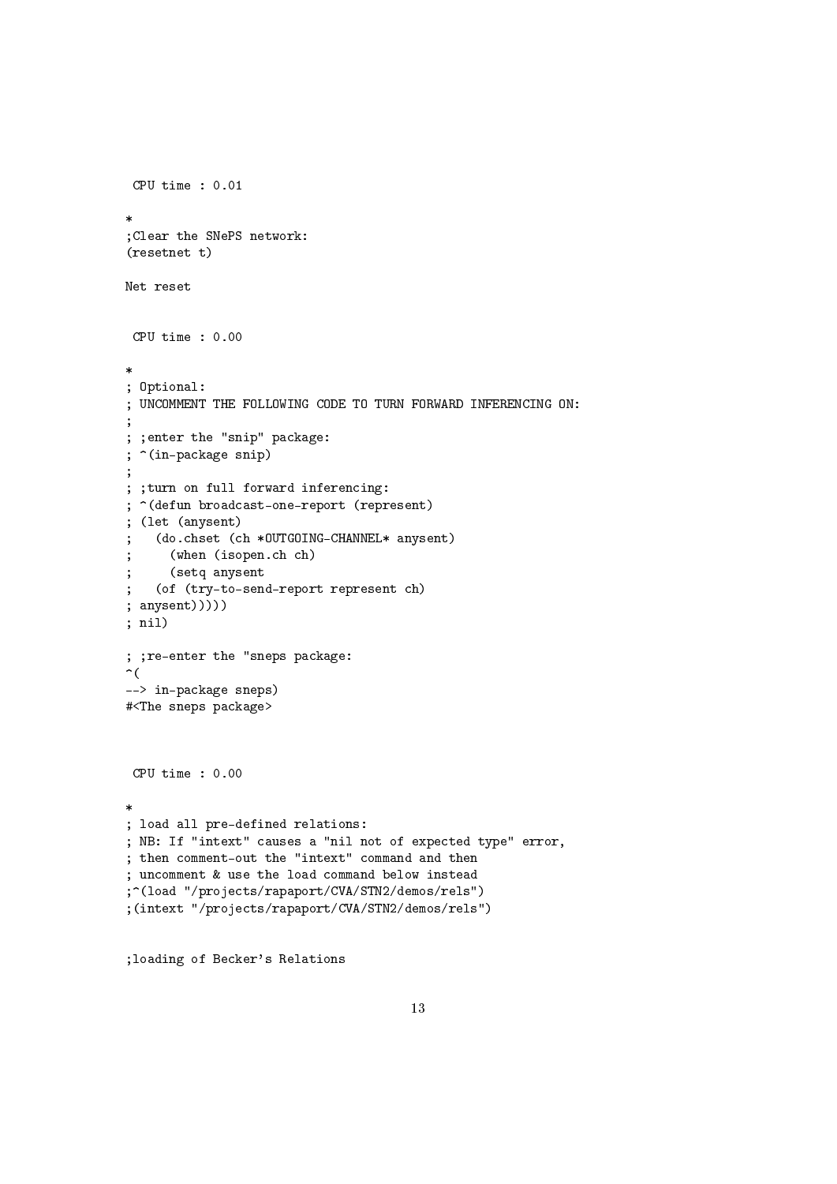```
 CPU time : 0.01

*
;Clear the SNePS network:
(resetnet t)

Net reset


 CPU time : 0.00

*
; Optional:
; UNCOMMENT THE FOLLOWING CODE TO TURN FORWARD INFERENCING ON:
;
; ;enter the "snip" package:
; ^(in-package snip)
;
; ;turn on full forward inferencing:
; ^(defun broadcast-one-report (represent)
; (let (anysent)
;   (do.chset (ch *OUTGOING-CHANNEL* anysent)
;     (when (isopen.ch ch)
;     (setq anysent
;   (or (try-to-send-report represent ch)
; anysent)))))
; nil)

; ;re-enter the "sneps package:
^(
--> in-package sneps)
#<The sneps package>



 CPU time : 0.00

*
; load all pre-defined relations:
; NB: If "intext" causes a "nil not of expected type" error,
; then comment-out the "intext" command and then
; uncomment & use the load command below instead
;^(load "/projects/rapaport/CVA/STN2/demos/rels")
;(intext "/projects/rapaport/CVA/STN2/demos/rels")


;loading of Becker's Relations
```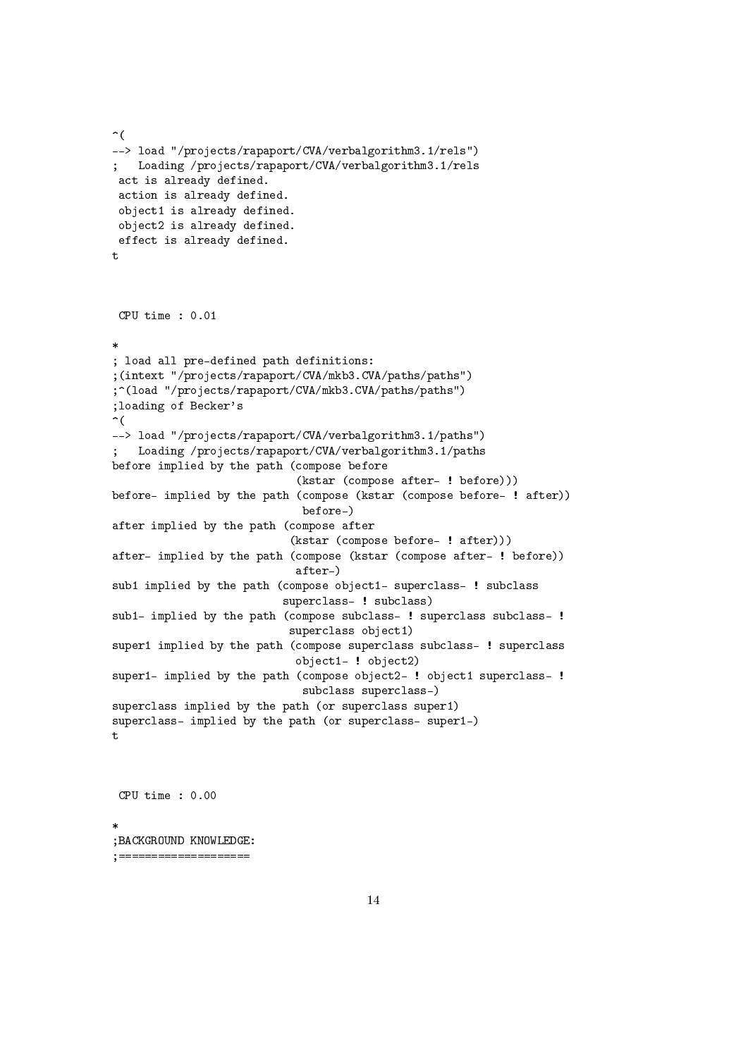```
^(
--> load "/projects/rapaport/CVA/verbalgorithm3.1/rels")
;   Loading /projects/rapaport/CVA/verbalgorithm3.1/rels
 act is already defined.
 action is already defined.
 object1 is already defined.
 object2 is already defined.
 effect is already defined.
t



 CPU time : 0.01

*
; load all pre-defined path definitions:
;(intext "/projects/rapaport/CVA/mkb3.CVA/paths/paths")
;^(load "/projects/rapaport/CVA/mkb3.CVA/paths/paths")
;loading of Becker's
^(
--> load "/projects/rapaport/CVA/verbalgorithm3.1/paths")
;   Loading /projects/rapaport/CVA/verbalgorithm3.1/paths
before implied by the path (compose before
                             (kstar (compose after- ! before)))
before- implied by the path (compose (kstar (compose before- ! after))
                              before-)
after implied by the path (compose after
                            (kstar (compose before- ! after)))
after- implied by the path (compose (kstar (compose after- ! before))
                             after-)
sub1 implied by the path (compose object1- superclass- ! subclass
                           superclass- ! subclass)
sub1- implied by the path (compose subclass- ! superclass subclass- !
                            superclass object1)
super1 implied by the path (compose superclass subclass- ! superclass
                             object1- ! object2)
super1- implied by the path (compose object2- ! object1 superclass- !
                              subclass superclass-)
superclass implied by the path (or superclass super1)
superclass- implied by the path (or superclass- super1-)
t



 CPU time : 0.00

*
;BACKGROUND KNOWLEDGE:
;===================
```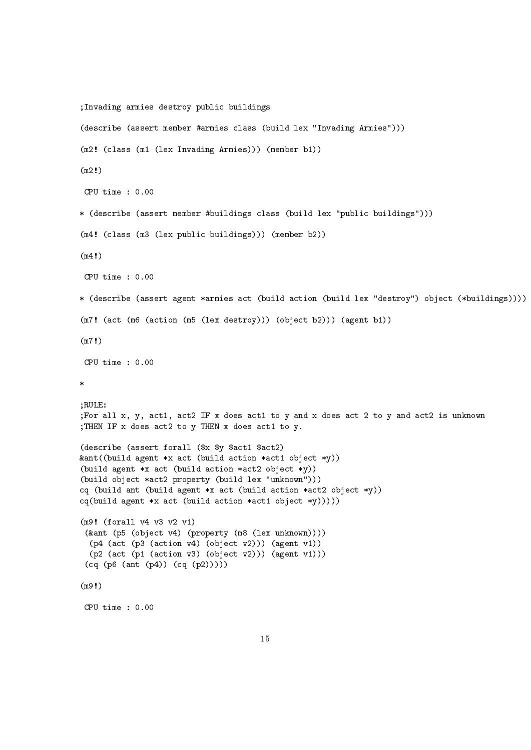```
;Invading armies destroy public buildings

(describe (assert member #armies class (build lex "Invading Armies")))

(m2! (class (m1 (lex Invading Armies))) (member b1))

(m2!)

 CPU time : 0.00

* (describe (assert member #buildings class (build lex "public buildings")))

(m4! (class (m3 (lex public buildings))) (member b2))

(m4!)

 CPU time : 0.00

* (describe (assert agent *armies act (build action (build lex "destroy") object (*buildings))))

(m7! (act (m6 (action (m5 (lex destroy))) (object b2))) (agent b1))

(m7!)

 CPU time : 0.00

*

;RULE:
;For all x, y, act1, act2 IF x does act1 to y and x does act 2 to y and act2 is unknown
;THEN IF x does act2 to y THEN x does act1 to y.

(describe (assert forall ($x $y $act1 $act2)
&ant((build agent *x act (build action *act1 object *y))
(build agent *x act (build action *act2 object *y))
(build object *act2 property (build lex "unknown")))
cq (build ant (build agent *x act (build action *act2 object *y))
cq(build agent *x act (build action *act1 object *y)))))

(m9! (forall v4 v3 v2 v1)
 (&ant (p5 (object v4) (property (m8 (lex unknown))))
  (p4 (act (p3 (action v4) (object v2))) (agent v1))
  (p2 (act (p1 (action v3) (object v2))) (agent v1)))
 (cq (p6 (ant (p4)) (cq (p2)))))

(m9!)

 CPU time : 0.00
```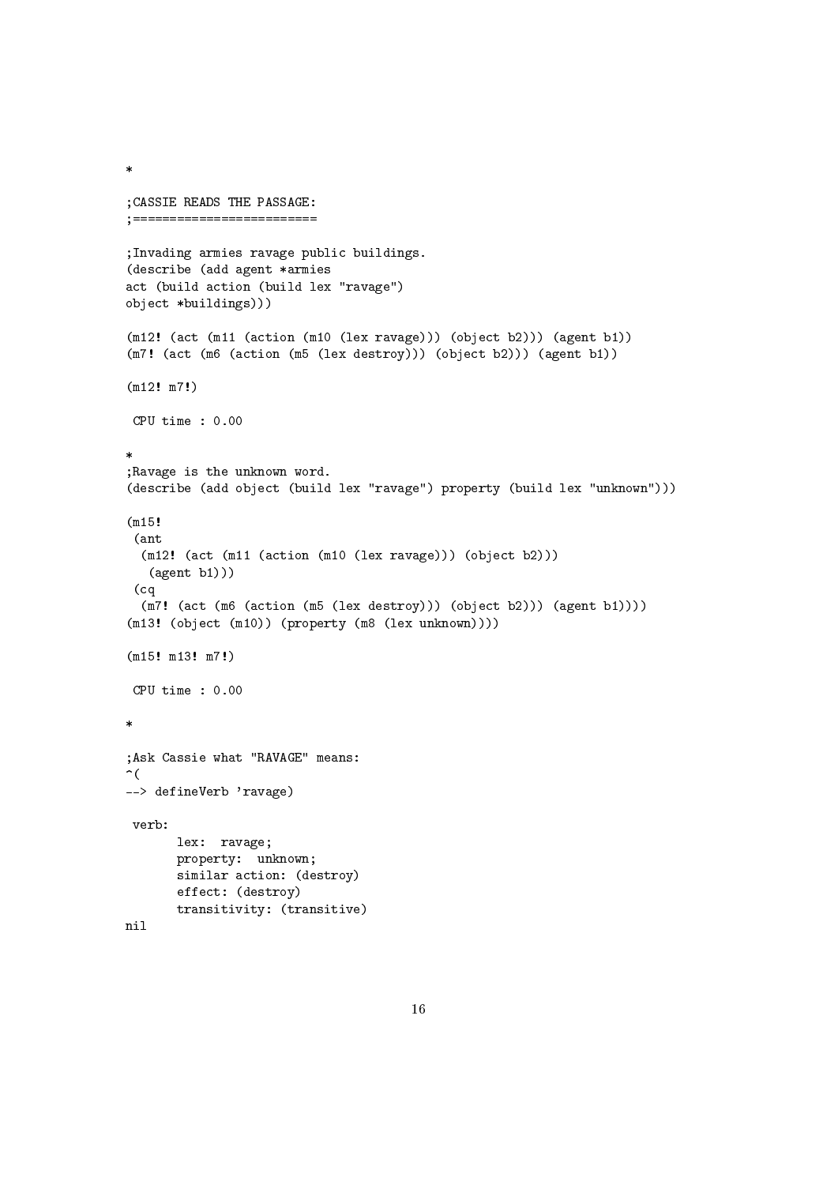```
*

;CASSIE READS THE PASSAGE:
;=========================

;Invading armies ravage public buildings.
(describe (add agent *armies
act (build action (build lex "ravage")
object *buildings)))

(m12! (act (m11 (action (m10 (lex ravage))) (object b2))) (agent b1))
(m7! (act (m6 (action (m5 (lex destroy))) (object b2))) (agent b1))

(m12! m7!)

 CPU time : 0.00

*
;Ravage is the unknown word.
(describe (add object (build lex "ravage") property (build lex "unknown")))

(m15!
 (ant
  (m12! (act (m11 (action (m10 (lex ravage))) (object b2)))
   (agent b1)))
 (cq
  (m7! (act (m6 (action (m5 (lex destroy))) (object b2))) (agent b1))))
(m13! (object (m10)) (property (m8 (lex unknown))))

(m15! m13! m7!)

 CPU time : 0.00

*

;Ask Cassie what "RAVAGE" means:
^(
--> defineVerb 'ravage)

 verb:
       lex:  ravage;
       property:  unknown;
       similar action: (destroy)
       effect: (destroy)
       transitivity: (transitive)
nil
```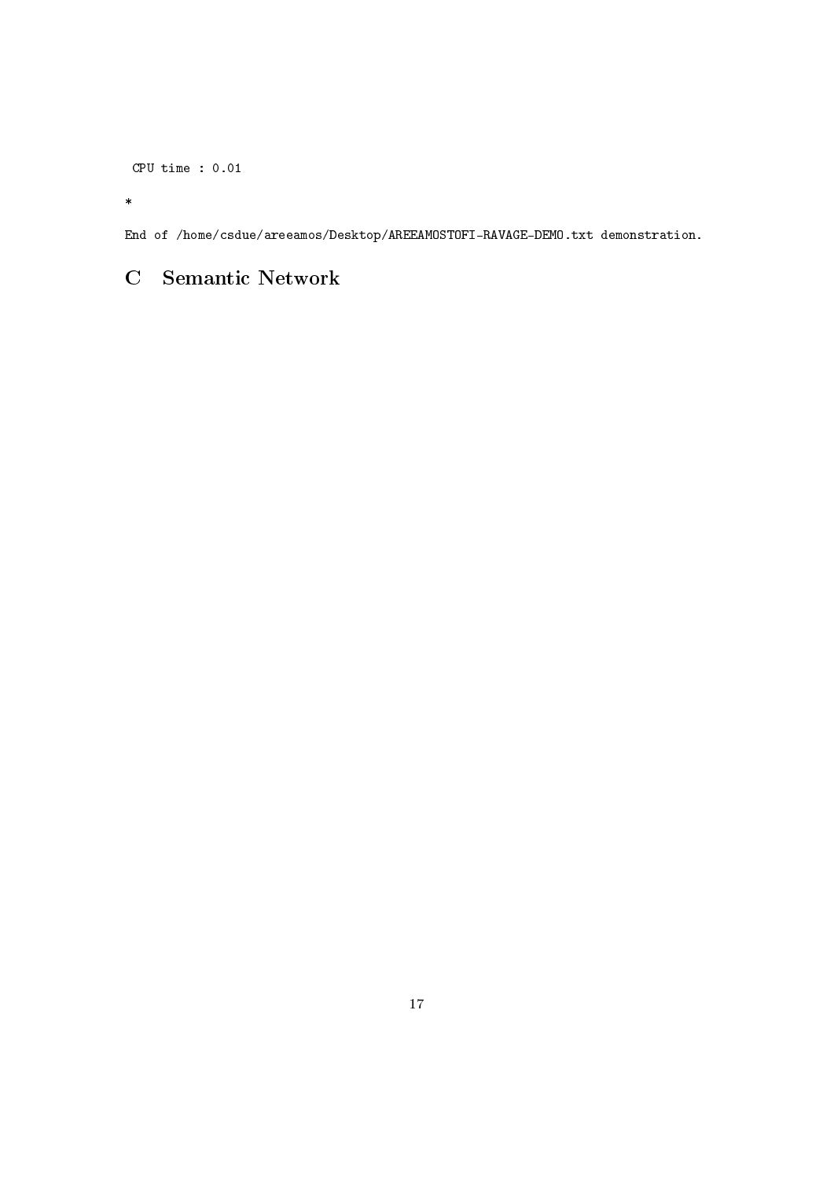```
 CPU time : 0.01

*

End of /home/csdue/areeamos/Desktop/AREEAMOSTOFI-RAVAGE-DEMO.txt demonstration.
```

## C Semantic Network